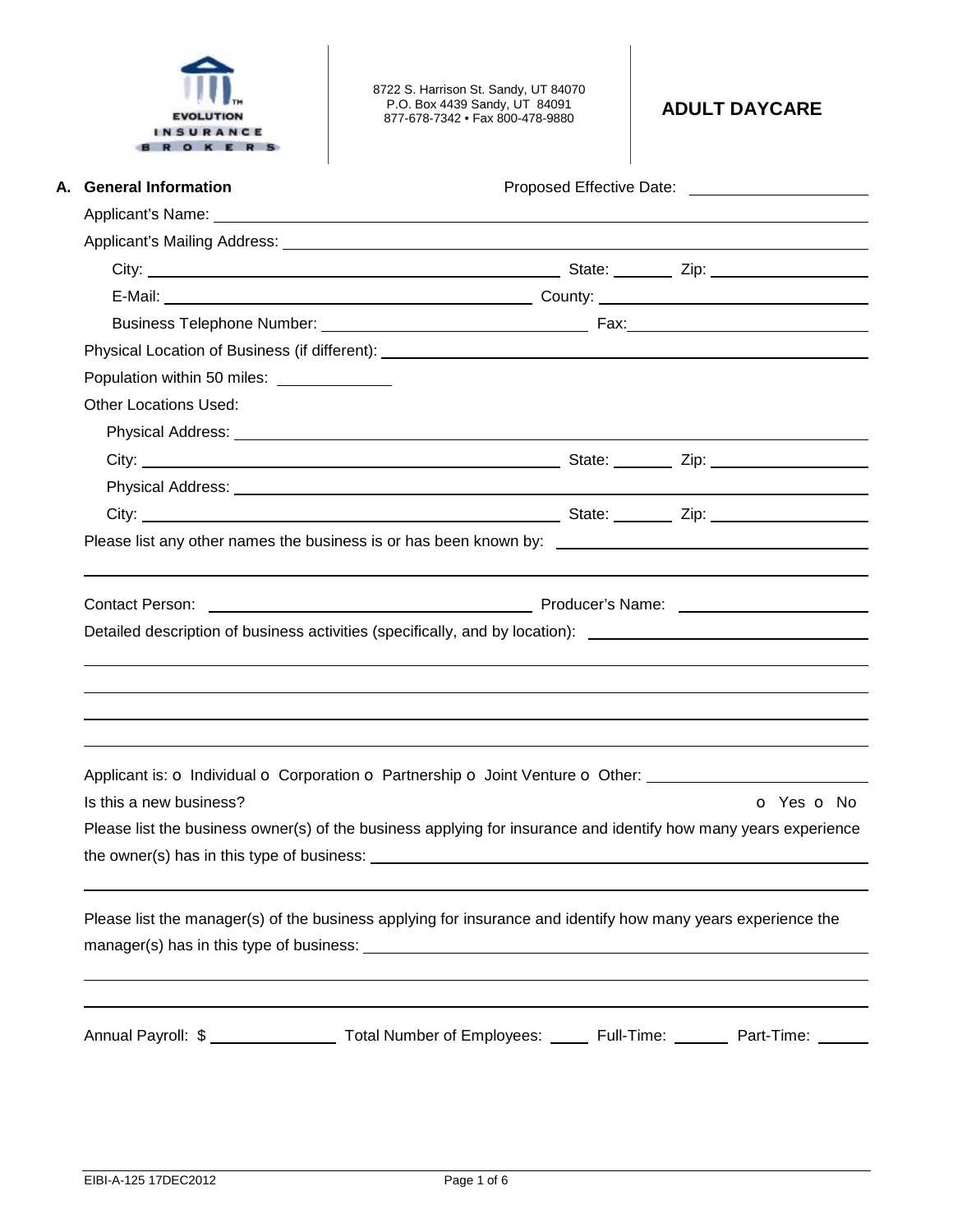EVOLUTION INSURANCE BROKERS

8722 S. Harrison St. Sandy, UT 84070
P.O. Box 4439 Sandy, UT 84091
877-678-7342 • Fax 800-478-9880

# ADULT DAYCARE

## A. General Information

Proposed Effective Date: ____________________

Applicant's Name: ____________________

Applicant's Mailing Address: ____________________

City: ____________________ State: ________ Zip: ____________________

E-Mail: ____________________ County: ____________________

Business Telephone Number: ____________________ Fax: ____________________

Physical Location of Business (if different): ____________________

Population within 50 miles: ______________

Other Locations Used:

Physical Address: ____________________

City: ____________________ State: ________ Zip: ____________________

Physical Address: ____________________

City: ____________________ State: ________ Zip: ____________________

Please list any other names the business is or has been known by: ____________________

____________________

Contact Person: ____________________ Producer's Name: ____________________

Detailed description of business activities (specifically, and by location): ____________________

____________________

____________________

____________________

____________________

Applicant is: o Individual o Corporation o Partnership o Joint Venture o Other: ____________________

Is this a new business? o Yes o No

Please list the business owner(s) of the business applying for insurance and identify how many years experience the owner(s) has in this type of business: ____________________

____________________

Please list the manager(s) of the business applying for insurance and identify how many years experience the manager(s) has in this type of business: ____________________

____________________

____________________

Annual Payroll: $ ______________ Total Number of Employees: _____ Full-Time: ______ Part-Time: ______

EIBI-A-125 17DEC2012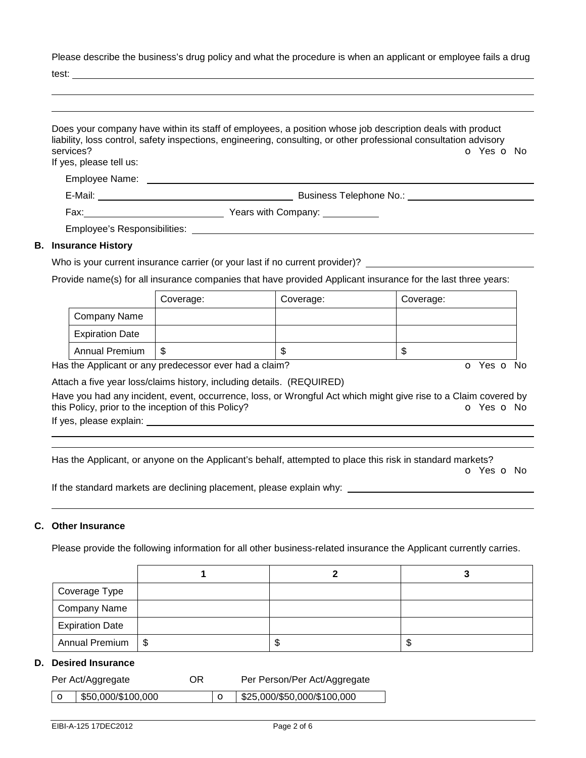Please describe the business's drug policy and what the procedure is when an applicant or employee fails a drug test: ______________________________________________

______________________________________________

______________________________________________

Does your company have within its staff of employees, a position whose job description deals with product liability, loss control, safety inspections, engineering, consulting, or other professional consultation advisory services? o Yes o No

If yes, please tell us:

Employee Name: ______________________________________________

E-Mail: ______________________ Business Telephone No.: ______________________

Fax: ______________________ Years with Company: __________

Employee's Responsibilities: ______________________________________________

## B. Insurance History

Who is your current insurance carrier (or your last if no current provider)? ______________________

Provide name(s) for all insurance companies that have provided Applicant insurance for the last three years:

| | Coverage: | Coverage: | Coverage: |
|---|---|---|---|
| Company Name | | | |
| Expiration Date | | | |
| Annual Premium | $ | $ | $ |

Has the Applicant or any predecessor ever had a claim? o Yes o No

Attach a five year loss/claims history, including details. (REQUIRED)

Have you had any incident, event, occurrence, loss, or Wrongful Act which might give rise to a Claim covered by this Policy, prior to the inception of this Policy? o Yes o No

If yes, please explain: ______________________________________________

______________________________________________

______________________________________________

Has the Applicant, or anyone on the Applicant's behalf, attempted to place this risk in standard markets? o Yes o No

If the standard markets are declining placement, please explain why: ______________________

______________________________________________

## C. Other Insurance

Please provide the following information for all other business-related insurance the Applicant currently carries.

| | 1 | 2 | 3 |
|---|---|---|---|
| Coverage Type | | | |
| Company Name | | | |
| Expiration Date | | | |
| Annual Premium | $ | $ | $ |

## D. Desired Insurance

| Per Act/Aggregate | | OR | Per Person/Per Act/Aggregate |
|---|---|---|---|
| o | $50,000/$100,000 | o | $25,000/$50,000/$100,000 |

EIBI-A-125 17DEC2012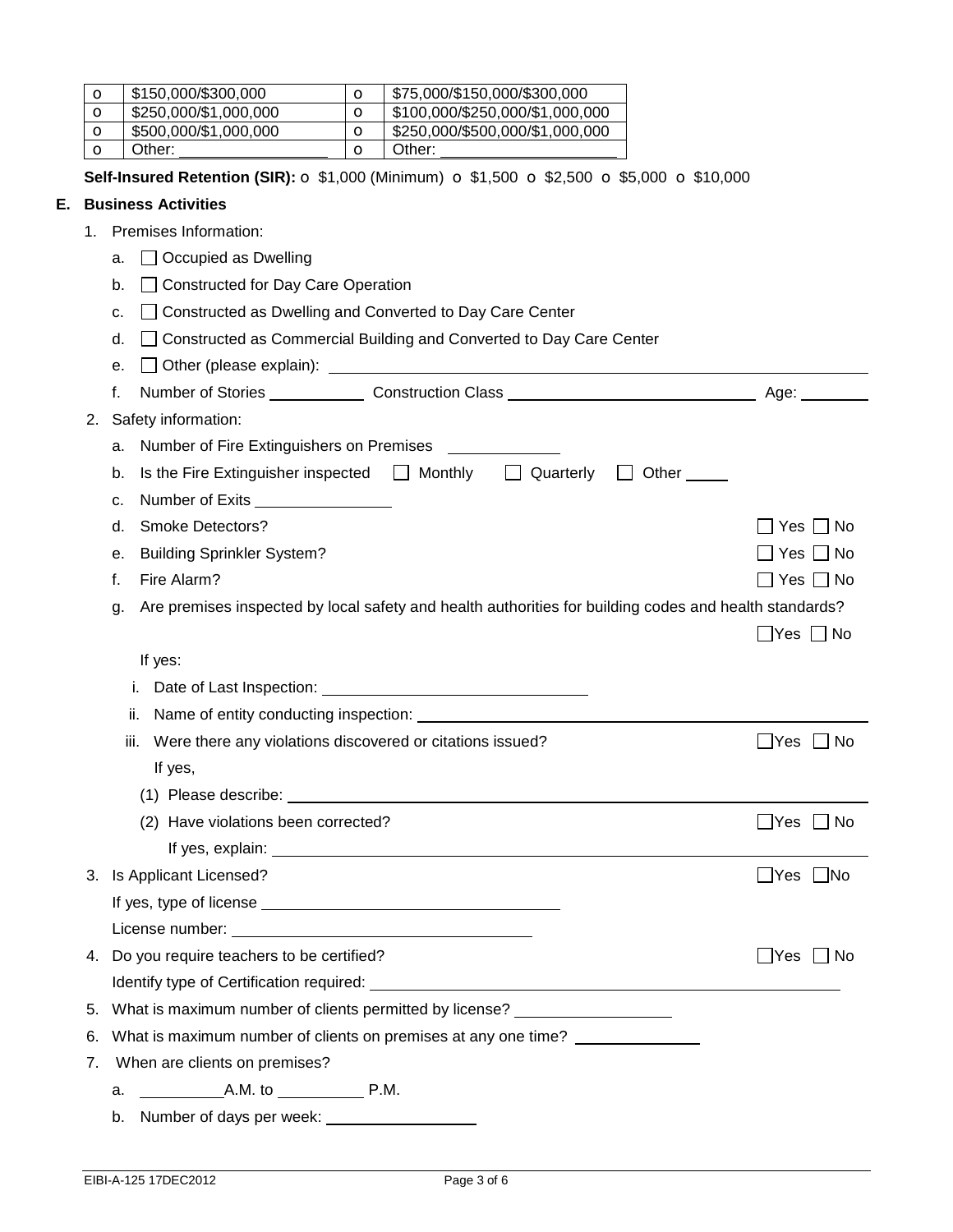| o | $150,000/$300,000 | o | $75,000/$150,000/$300,000 |
|---|---|---|---|
| o | $250,000/$1,000,000 | o | $100,000/$250,000/$1,000,000 |
| o | $500,000/$1,000,000 | o | $250,000/$500,000/$1,000,000 |
| o | Other: ________________ | o | Other: ____________________ |

**Self-Insured Retention (SIR):** o $1,000 (Minimum) o $1,500 o $2,500 o $5,000 o $10,000

## E. Business Activities

1. Premises Information:
   a. ☐ Occupied as Dwelling
   b. ☐ Constructed for Day Care Operation
   c. ☐ Constructed as Dwelling and Converted to Day Care Center
   d. ☐ Constructed as Commercial Building and Converted to Day Care Center
   e. ☐ Other (please explain): ____________________
   f. Number of Stories __________ Construction Class ____________________ Age: ________
2. Safety information:
   a. Number of Fire Extinguishers on Premises ____________
   b. Is the Fire Extinguisher inspected ☐ Monthly ☐ Quarterly ☐ Other _____
   c. Number of Exits ______________
   d. Smoke Detectors? ☐ Yes ☐ No
   e. Building Sprinkler System? ☐ Yes ☐ No
   f. Fire Alarm? ☐ Yes ☐ No
   g. Are premises inspected by local safety and health authorities for building codes and health standards? ☐ Yes ☐ No

      If yes:
      i. Date of Last Inspection: ____________________
      ii. Name of entity conducting inspection: ____________________
      iii. Were there any violations discovered or citations issued? ☐ Yes ☐ No

         If yes,

         (1) Please describe: ____________________
         (2) Have violations been corrected? ☐ Yes ☐ No

            If yes, explain: ____________________
3. Is Applicant Licensed? ☐ Yes ☐ No

   If yes, type of license ____________________

   License number: ____________________
4. Do you require teachers to be certified? ☐ Yes ☐ No

   Identify type of Certification required: ____________________
5. What is maximum number of clients permitted by license? ______________
6. What is maximum number of clients on premises at any one time? ______________
7. When are clients on premises?
   a. _________A.M. to _________ P.M.
   b. Number of days per week: ______________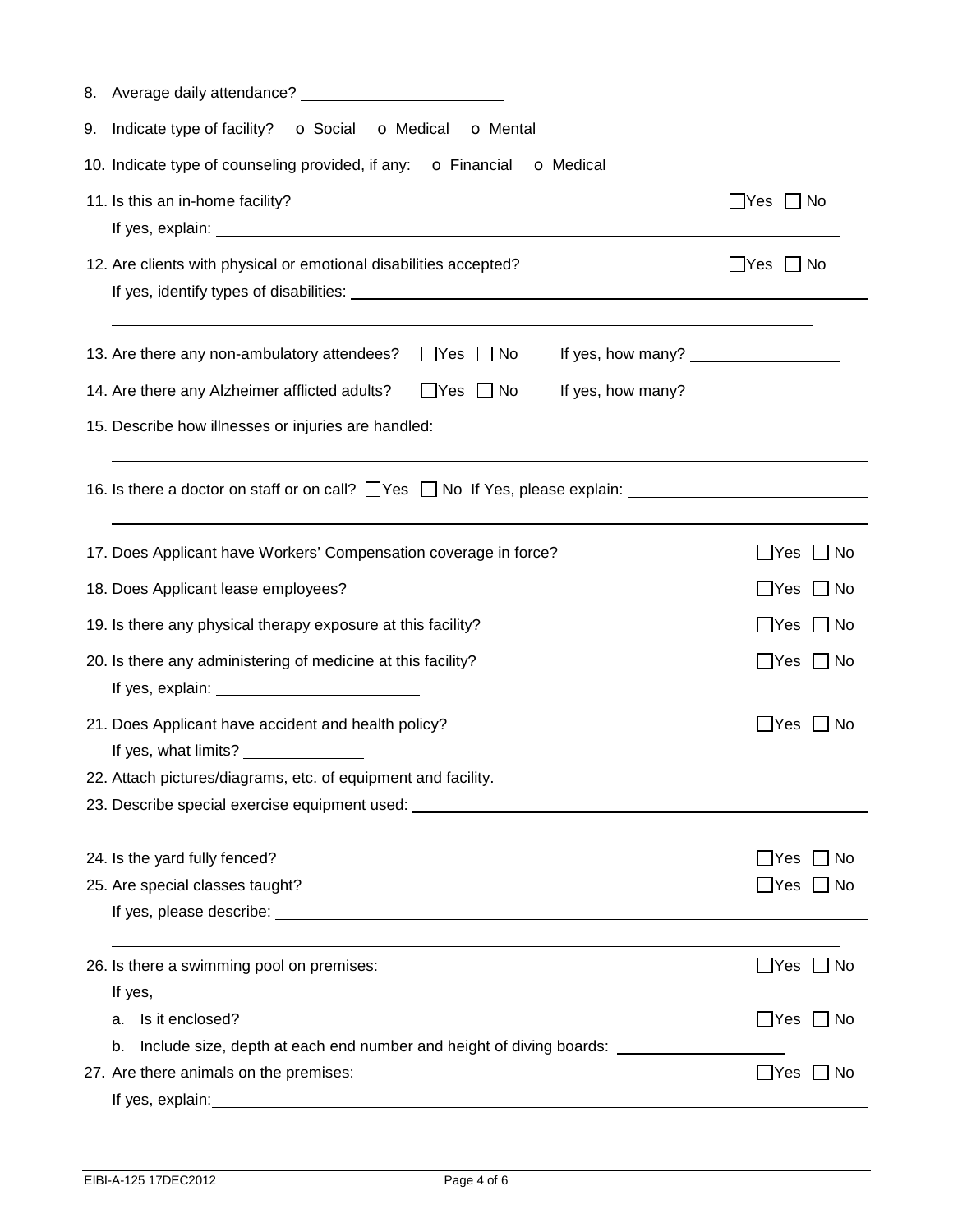8. Average daily attendance? \_\_\_\_\_\_\_\_\_\_\_\_\_\_\_\_\_\_\_\_

9. Indicate type of facility? o Social o Medical o Mental

10. Indicate type of counseling provided, if any: o Financial o Medical

11. Is this an in-home facility? ☐ Yes ☐ No

    If yes, explain: \_\_\_\_\_\_\_\_\_\_\_\_\_\_\_\_\_\_\_\_\_\_\_\_\_\_\_\_\_\_\_\_\_\_\_\_\_\_\_\_

12. Are clients with physical or emotional disabilities accepted? ☐ Yes ☐ No

    If yes, identify types of disabilities: \_\_\_\_\_\_\_\_\_\_\_\_\_\_\_\_\_\_\_\_\_\_\_\_\_\_\_\_\_\_

    \_\_\_\_\_\_\_\_\_\_\_\_\_\_\_\_\_\_\_\_\_\_\_\_\_\_\_\_\_\_\_\_\_\_\_\_\_\_\_\_\_\_\_\_\_\_\_\_\_\_\_\_\_\_\_\_

13. Are there any non-ambulatory attendees? ☐ Yes ☐ No If yes, how many? \_\_\_\_\_\_\_\_\_\_\_\_\_\_\_\_

14. Are there any Alzheimer afflicted adults? ☐ Yes ☐ No If yes, how many? \_\_\_\_\_\_\_\_\_\_\_\_\_\_\_\_

15. Describe how illnesses or injuries are handled: \_\_\_\_\_\_\_\_\_\_\_\_\_\_\_\_\_\_\_\_\_\_\_\_\_\_\_\_\_\_

    \_\_\_\_\_\_\_\_\_\_\_\_\_\_\_\_\_\_\_\_\_\_\_\_\_\_\_\_\_\_\_\_\_\_\_\_\_\_\_\_\_\_\_\_\_\_\_\_\_\_\_\_\_\_\_\_

16. Is there a doctor on staff or on call? ☐ Yes ☐ No If Yes, please explain: \_\_\_\_\_\_\_\_\_\_\_\_\_\_\_\_\_\_\_\_

    \_\_\_\_\_\_\_\_\_\_\_\_\_\_\_\_\_\_\_\_\_\_\_\_\_\_\_\_\_\_\_\_\_\_\_\_\_\_\_\_\_\_\_\_\_\_\_\_\_\_\_\_\_\_\_\_

17. Does Applicant have Workers' Compensation coverage in force? ☐ Yes ☐ No

18. Does Applicant lease employees? ☐ Yes ☐ No

19. Is there any physical therapy exposure at this facility? ☐ Yes ☐ No

20. Is there any administering of medicine at this facility? ☐ Yes ☐ No

    If yes, explain: \_\_\_\_\_\_\_\_\_\_\_\_\_\_\_\_\_\_\_\_

21. Does Applicant have accident and health policy? ☐ Yes ☐ No

    If yes, what limits? \_\_\_\_\_\_\_\_\_\_\_\_

22. Attach pictures/diagrams, etc. of equipment and facility.

23. Describe special exercise equipment used: \_\_\_\_\_\_\_\_\_\_\_\_\_\_\_\_\_\_\_\_\_\_\_\_\_\_\_\_\_\_

    \_\_\_\_\_\_\_\_\_\_\_\_\_\_\_\_\_\_\_\_\_\_\_\_\_\_\_\_\_\_\_\_\_\_\_\_\_\_\_\_\_\_\_\_\_\_\_\_\_\_\_\_\_\_\_\_

24. Is the yard fully fenced? ☐ Yes ☐ No

25. Are special classes taught? ☐ Yes ☐ No

    If yes, please describe: \_\_\_\_\_\_\_\_\_\_\_\_\_\_\_\_\_\_\_\_\_\_\_\_\_\_\_\_\_\_\_\_\_\_\_\_\_\_\_\_

    \_\_\_\_\_\_\_\_\_\_\_\_\_\_\_\_\_\_\_\_\_\_\_\_\_\_\_\_\_\_\_\_\_\_\_\_\_\_\_\_\_\_\_\_\_\_\_\_\_\_\_\_\_\_\_\_

26. Is there a swimming pool on premises: ☐ Yes ☐ No

    If yes,

    a. Is it enclosed? ☐ Yes ☐ No

    b. Include size, depth at each end number and height of diving boards: \_\_\_\_\_\_\_\_\_\_\_\_\_\_\_\_

27. Are there animals on the premises: ☐ Yes ☐ No

    If yes, explain: \_\_\_\_\_\_\_\_\_\_\_\_\_\_\_\_\_\_\_\_\_\_\_\_\_\_\_\_\_\_\_\_\_\_\_\_\_\_\_\_

EIBI-A-125 17DEC2012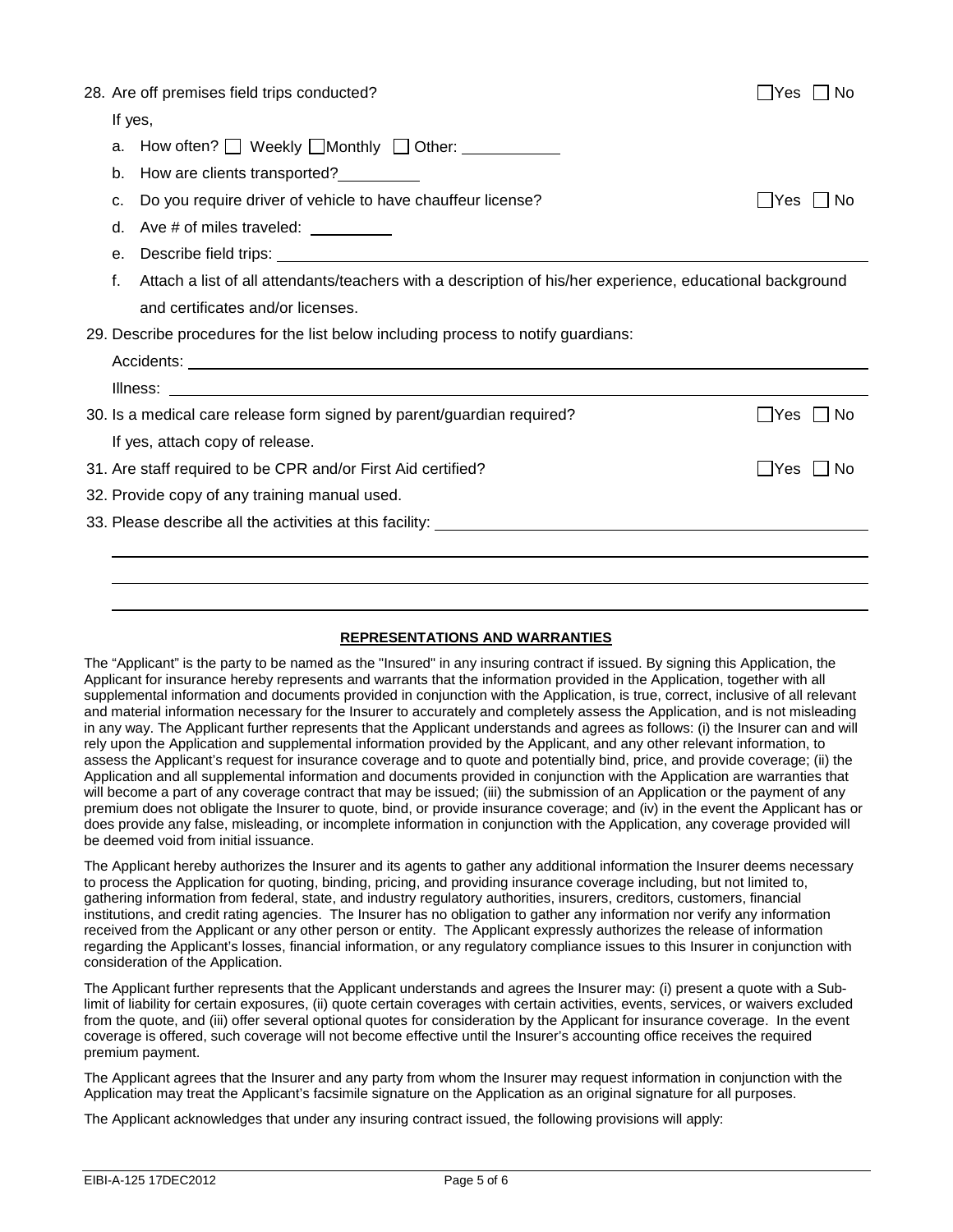28. Are off premises field trips conducted? ☐Yes ☐ No

    If yes,

    a. How often? ☐ Weekly ☐Monthly ☐ Other: ___________

    b. How are clients transported?__________

    c. Do you require driver of vehicle to have chauffeur license? ☐Yes ☐ No

    d. Ave # of miles traveled: __________

    e. Describe field trips: ______________________________

    f. Attach a list of all attendants/teachers with a description of his/her experience, educational background and certificates and/or licenses.

29. Describe procedures for the list below including process to notify guardians:

    Accidents: ______________________________

    Illness: ______________________________

30. Is a medical care release form signed by parent/guardian required? ☐Yes ☐ No

    If yes, attach copy of release.

31. Are staff required to be CPR and/or First Aid certified? ☐Yes ☐ No

32. Provide copy of any training manual used.

33. Please describe all the activities at this facility: ______________________________

______________________________

______________________________

______________________________

## REPRESENTATIONS AND WARRANTIES

The "Applicant" is the party to be named as the "Insured" in any insuring contract if issued. By signing this Application, the Applicant for insurance hereby represents and warrants that the information provided in the Application, together with all supplemental information and documents provided in conjunction with the Application, is true, correct, inclusive of all relevant and material information necessary for the Insurer to accurately and completely assess the Application, and is not misleading in any way. The Applicant further represents that the Applicant understands and agrees as follows: (i) the Insurer can and will rely upon the Application and supplemental information provided by the Applicant, and any other relevant information, to assess the Applicant's request for insurance coverage and to quote and potentially bind, price, and provide coverage; (ii) the Application and all supplemental information and documents provided in conjunction with the Application are warranties that will become a part of any coverage contract that may be issued; (iii) the submission of an Application or the payment of any premium does not obligate the Insurer to quote, bind, or provide insurance coverage; and (iv) in the event the Applicant has or does provide any false, misleading, or incomplete information in conjunction with the Application, any coverage provided will be deemed void from initial issuance.

The Applicant hereby authorizes the Insurer and its agents to gather any additional information the Insurer deems necessary to process the Application for quoting, binding, pricing, and providing insurance coverage including, but not limited to, gathering information from federal, state, and industry regulatory authorities, insurers, creditors, customers, financial institutions, and credit rating agencies. The Insurer has no obligation to gather any information nor verify any information received from the Applicant or any other person or entity. The Applicant expressly authorizes the release of information regarding the Applicant's losses, financial information, or any regulatory compliance issues to this Insurer in conjunction with consideration of the Application.

The Applicant further represents that the Applicant understands and agrees the Insurer may: (i) present a quote with a Sub-limit of liability for certain exposures, (ii) quote certain coverages with certain activities, events, services, or waivers excluded from the quote, and (iii) offer several optional quotes for consideration by the Applicant for insurance coverage. In the event coverage is offered, such coverage will not become effective until the Insurer's accounting office receives the required premium payment.

The Applicant agrees that the Insurer and any party from whom the Insurer may request information in conjunction with the Application may treat the Applicant's facsimile signature on the Application as an original signature for all purposes.

The Applicant acknowledges that under any insuring contract issued, the following provisions will apply: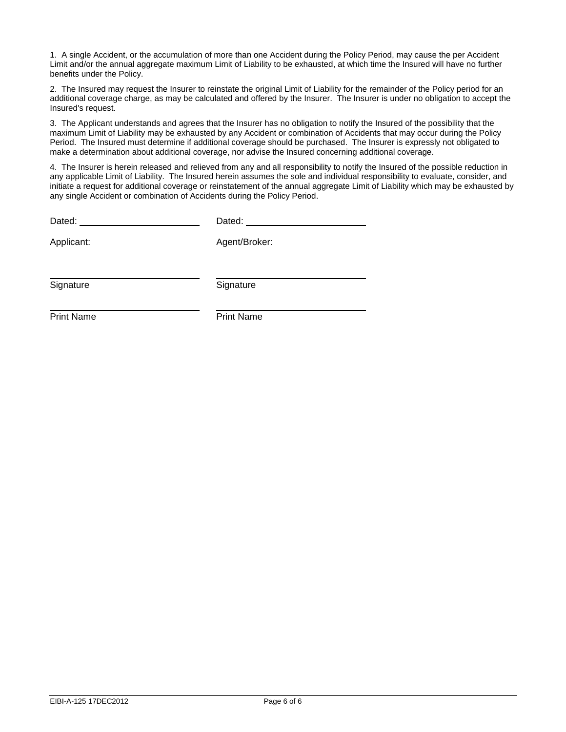1. A single Accident, or the accumulation of more than one Accident during the Policy Period, may cause the per Accident Limit and/or the annual aggregate maximum Limit of Liability to be exhausted, at which time the Insured will have no further benefits under the Policy.

2. The Insured may request the Insurer to reinstate the original Limit of Liability for the remainder of the Policy period for an additional coverage charge, as may be calculated and offered by the Insurer. The Insurer is under no obligation to accept the Insured's request.

3. The Applicant understands and agrees that the Insurer has no obligation to notify the Insured of the possibility that the maximum Limit of Liability may be exhausted by any Accident or combination of Accidents that may occur during the Policy Period. The Insured must determine if additional coverage should be purchased. The Insurer is expressly not obligated to make a determination about additional coverage, nor advise the Insured concerning additional coverage.

4. The Insurer is herein released and relieved from any and all responsibility to notify the Insured of the possible reduction in any applicable Limit of Liability. The Insured herein assumes the sole and individual responsibility to evaluate, consider, and initiate a request for additional coverage or reinstatement of the annual aggregate Limit of Liability which may be exhausted by any single Accident or combination of Accidents during the Policy Period.

| | |
|---|---|
| Dated: ______________________ | Dated: ______________________ |
| Applicant: | Agent/Broker: |
| ______________________ | ______________________ |
| Signature | Signature |
| ______________________ | ______________________ |
| Print Name | Print Name |

EIBI-A-125 17DEC2012